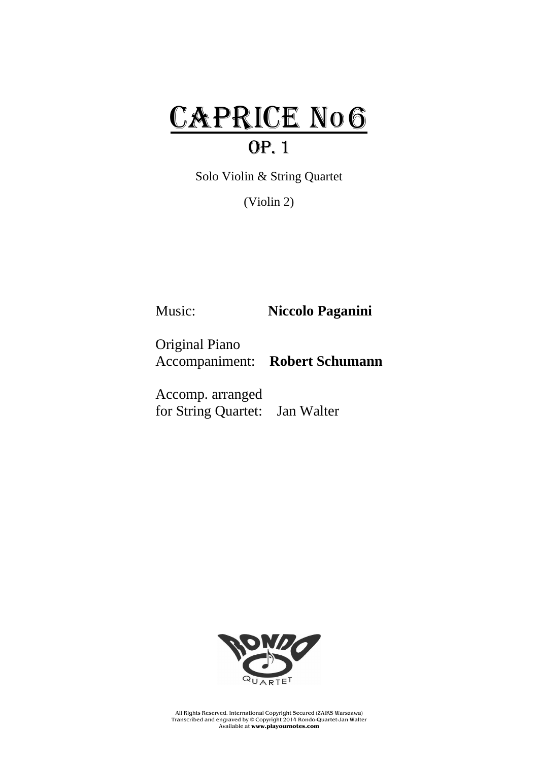# CAPRICE No 6

## OP. 1

Solo Violin & String Quartet

(Violin 2)

Music: **Niccolo Paganini**

Original Piano
Accompaniment: **Robert Schumann**

Accomp. arranged
for String Quartet: Jan Walter

All Rights Reserved. International Copyright Secured (ZAiKS Warszawa)
Transcribed and engraved by © Copyright 2014 Rondo-Quartet-Jan Walter
Available at **www.playournotes.com**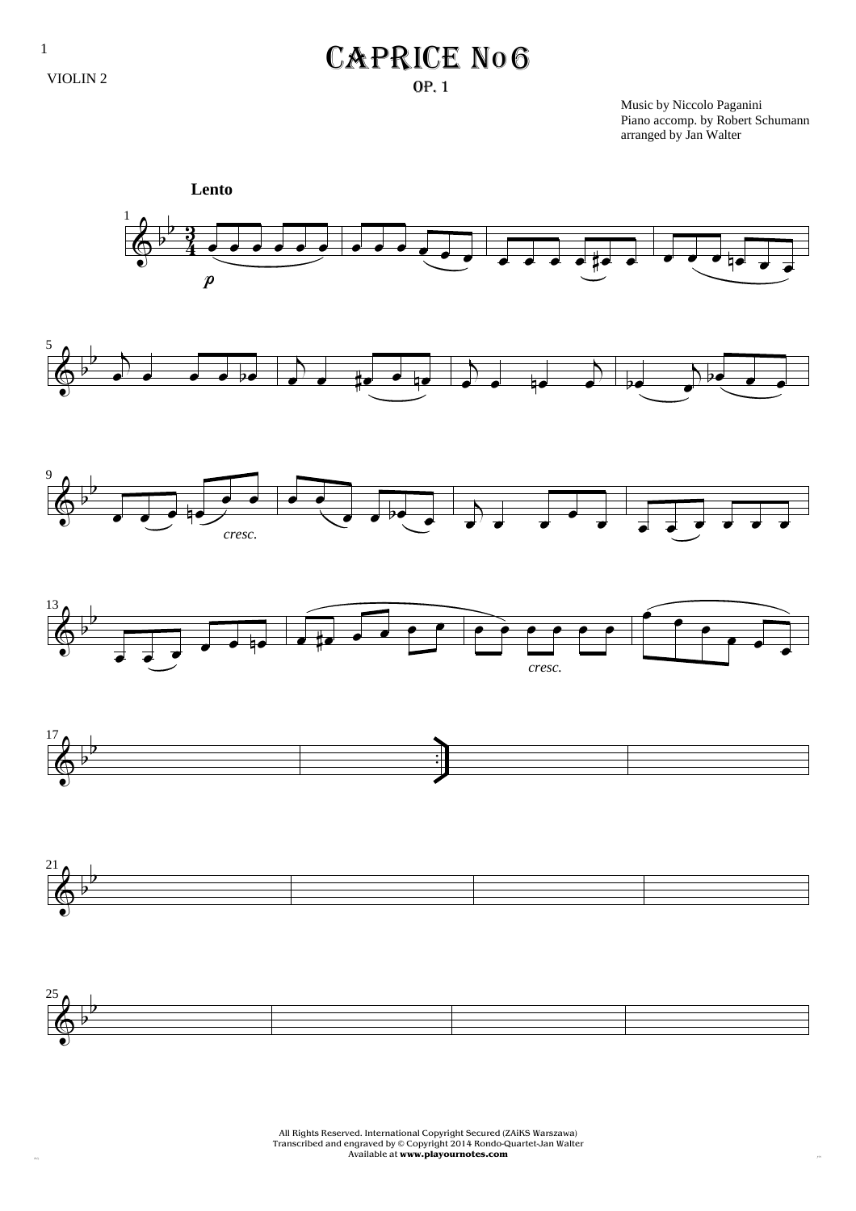# CAPRICE No 6

OP. 1

VIOLIN 2

Music by Niccolo Paganini
Piano accomp. by Robert Schumann
arranged by Jan Walter

**Lento**

*p*

*cresc.*

*cresc.*

All Rights Reserved. International Copyright Secured (ZAiKS Warszawa)
Transcribed and engraved by © Copyright 2014 Rondo-Quartet-Jan Walter
Available at **www.playournotes.com**